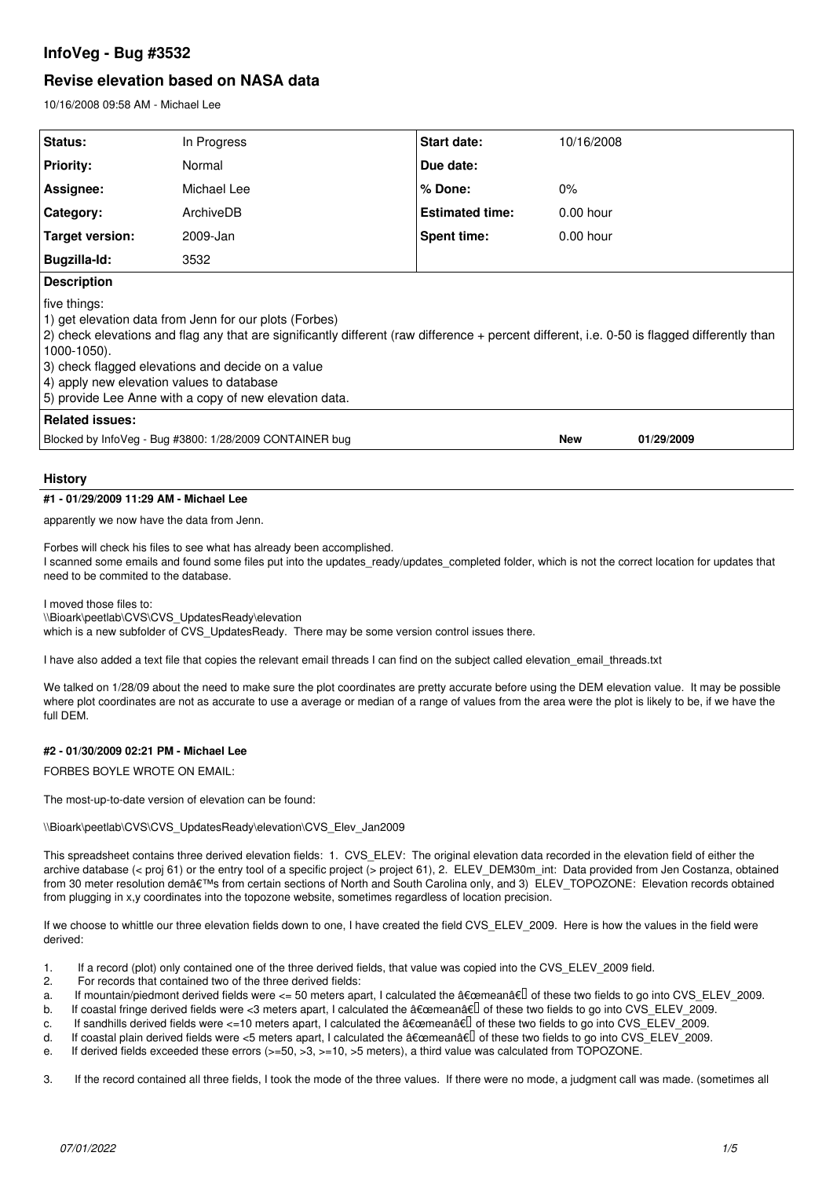# InfoVeg - Bug #3532

## Revise elevation based on NASA data

10/16/2008 09:58 AM - Michael Lee

| Status: | In Progress | Start date: | 10/16/2008 |
|---|---|---|---|
| Priority: | Normal | Due date: | |
| Assignee: | Michael Lee | % Done: | 0% |
| Category: | ArchiveDB | Estimated time: | 0.00 hour |
| Target version: | 2009-Jan | Spent time: | 0.00 hour |
| Bugzilla-Id: | 3532 | | |

**Description**

five things:
1) get elevation data from Jenn for our plots (Forbes)
2) check elevations and flag any that are significantly different (raw difference + percent different, i.e. 0-50 is flagged differently than 1000-1050).
3) check flagged elevations and decide on a value
4) apply new elevation values to database
5) provide Lee Anne with a copy of new elevation data.

**Related issues:**

| | | |
|---|---|---|
| Blocked by InfoVeg - Bug #3800: 1/28/2009 CONTAINER bug | New | 01/29/2009 |

## History

### #1 - 01/29/2009 11:29 AM - Michael Lee

apparently we now have the data from Jenn.

Forbes will check his files to see what has already been accomplished.
I scanned some emails and found some files put into the updates_ready/updates_completed folder, which is not the correct location for updates that need to be commited to the database.

I moved those files to:
\\Bioark\peetlab\CVS\CVS_UpdatesReady\elevation
which is a new subfolder of CVS_UpdatesReady. There may be some version control issues there.

I have also added a text file that copies the relevant email threads I can find on the subject called elevation_email_threads.txt

We talked on 1/28/09 about the need to make sure the plot coordinates are pretty accurate before using the DEM elevation value. It may be possible where plot coordinates are not as accurate to use a average or median of a range of values from the area were the plot is likely to be, if we have the full DEM.

### #2 - 01/30/2009 02:21 PM - Michael Lee

FORBES BOYLE WROTE ON EMAIL:

The most-up-to-date version of elevation can be found:

\\Bioark\peetlab\CVS\CVS_UpdatesReady\elevation\CVS_Elev_Jan2009

This spreadsheet contains three derived elevation fields: 1. CVS_ELEV: The original elevation data recorded in the elevation field of either the archive database (< proj 61) or the entry tool of a specific project (> project 61), 2. ELEV_DEM30m_int: Data provided from Jen Costanza, obtained from 30 meter resolution demâ€™s from certain sections of North and South Carolina only, and 3) ELEV_TOPOZONE: Elevation records obtained from plugging in x,y coordinates into the topozone website, sometimes regardless of location precision.

If we choose to whittle our three elevation fields down to one, I have created the field CVS_ELEV_2009. Here is how the values in the field were derived:

1. If a record (plot) only contained one of the three derived fields, that value was copied into the CVS_ELEV_2009 field.
2. For records that contained two of the three derived fields:
a. If mountain/piedmont derived fields were <= 50 meters apart, I calculated the â€œmeanâ€ of these two fields to go into CVS_ELEV_2009.
b. If coastal fringe derived fields were <3 meters apart, I calculated the â€œmeanâ€ of these two fields to go into CVS_ELEV_2009.
c. If sandhills derived fields were <=10 meters apart, I calculated the â€œmeanâ€ of these two fields to go into CVS_ELEV_2009.
d. If coastal plain derived fields were <5 meters apart, I calculated the â€œmeanâ€ of these two fields to go into CVS_ELEV_2009.
e. If derived fields exceeded these errors (>=50, >3, >=10, >5 meters), a third value was calculated from TOPOZONE.

3. If the record contained all three fields, I took the mode of the three values. If there were no mode, a judgment call was made. (sometimes all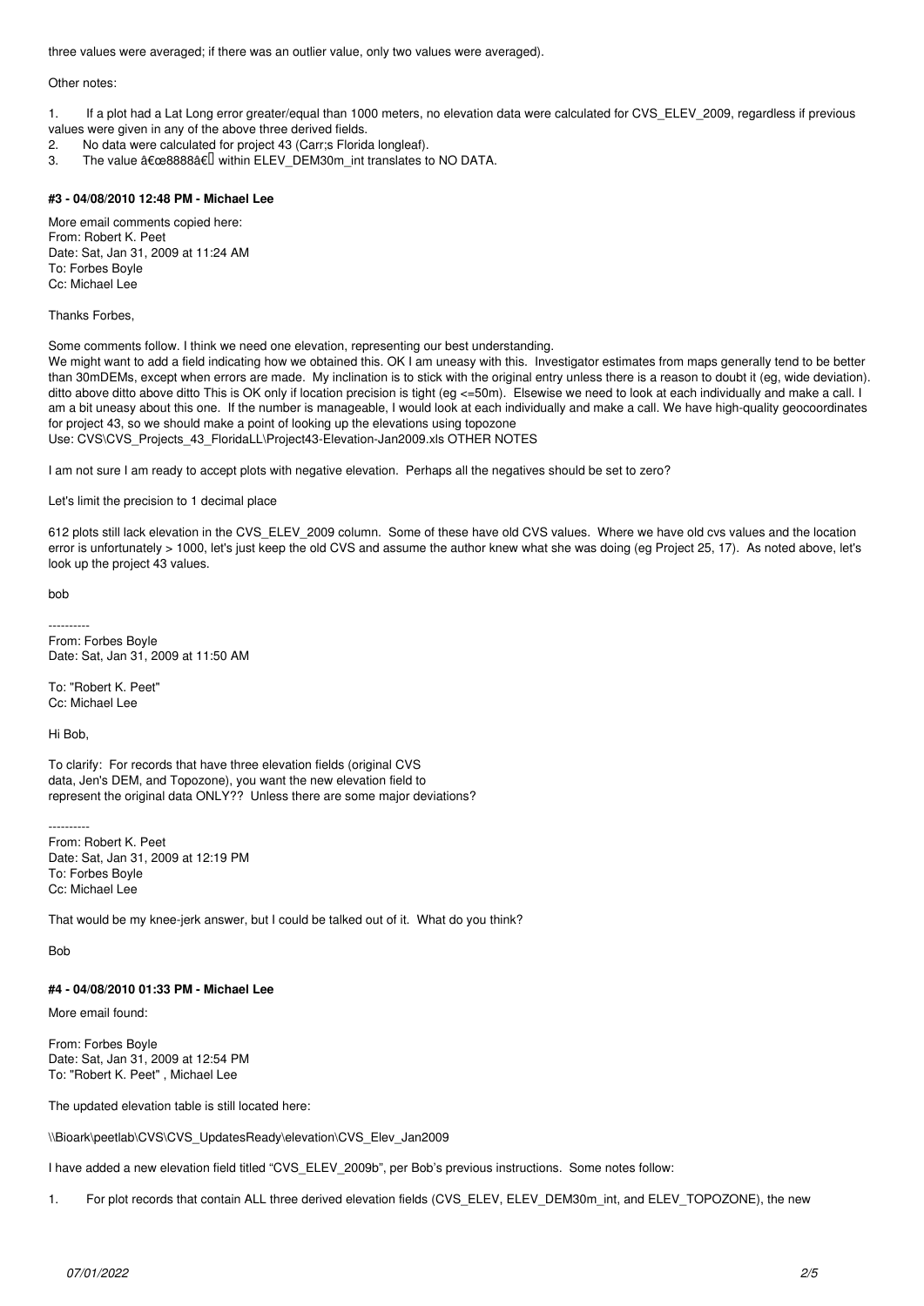three values were averaged; if there was an outlier value, only two values were averaged).

Other notes:

1. If a plot had a Lat Long error greater/equal than 1000 meters, no elevation data were calculated for CVS_ELEV_2009, regardless if previous values were given in any of the above three derived fields.
2. No data were calculated for project 43 (Carr;s Florida longleaf).
3. The value â€œ8888â€ within ELEV_DEM30m_int translates to NO DATA.

#### #3 - 04/08/2010 12:48 PM - Michael Lee

More email comments copied here:
From: Robert K. Peet
Date: Sat, Jan 31, 2009 at 11:24 AM
To: Forbes Boyle
Cc: Michael Lee

Thanks Forbes,

Some comments follow. I think we need one elevation, representing our best understanding.
We might want to add a field indicating how we obtained this. OK I am uneasy with this. Investigator estimates from maps generally tend to be better than 30mDEMs, except when errors are made. My inclination is to stick with the original entry unless there is a reason to doubt it (eg, wide deviation). ditto above ditto above ditto This is OK only if location precision is tight (eg <=50m). Elsewise we need to look at each individually and make a call. I am a bit uneasy about this one. If the number is manageable, I would look at each individually and make a call. We have high-quality geocoordinates for project 43, so we should make a point of looking up the elevations using topozone
Use: CVS\CVS_Projects_43_FloridaLL\Project43-Elevation-Jan2009.xls OTHER NOTES

I am not sure I am ready to accept plots with negative elevation. Perhaps all the negatives should be set to zero?

Let's limit the precision to 1 decimal place

612 plots still lack elevation in the CVS_ELEV_2009 column. Some of these have old CVS values. Where we have old cvs values and the location error is unfortunately > 1000, let's just keep the old CVS and assume the author knew what she was doing (eg Project 25, 17). As noted above, let's look up the project 43 values.

bob

----------
From: Forbes Boyle
Date: Sat, Jan 31, 2009 at 11:50 AM

To: "Robert K. Peet"
Cc: Michael Lee

Hi Bob,

To clarify: For records that have three elevation fields (original CVS data, Jen's DEM, and Topozone), you want the new elevation field to represent the original data ONLY?? Unless there are some major deviations?

----------
From: Robert K. Peet
Date: Sat, Jan 31, 2009 at 12:19 PM
To: Forbes Boyle
Cc: Michael Lee

That would be my knee-jerk answer, but I could be talked out of it. What do you think?

Bob

#### #4 - 04/08/2010 01:33 PM - Michael Lee

More email found:

From: Forbes Boyle
Date: Sat, Jan 31, 2009 at 12:54 PM
To: "Robert K. Peet" , Michael Lee

The updated elevation table is still located here:

\\Bioark\peetlab\CVS\CVS_UpdatesReady\elevation\CVS_Elev_Jan2009

I have added a new elevation field titled "CVS_ELEV_2009b", per Bob's previous instructions. Some notes follow:

1. For plot records that contain ALL three derived elevation fields (CVS_ELEV, ELEV_DEM30m_int, and ELEV_TOPOZONE), the new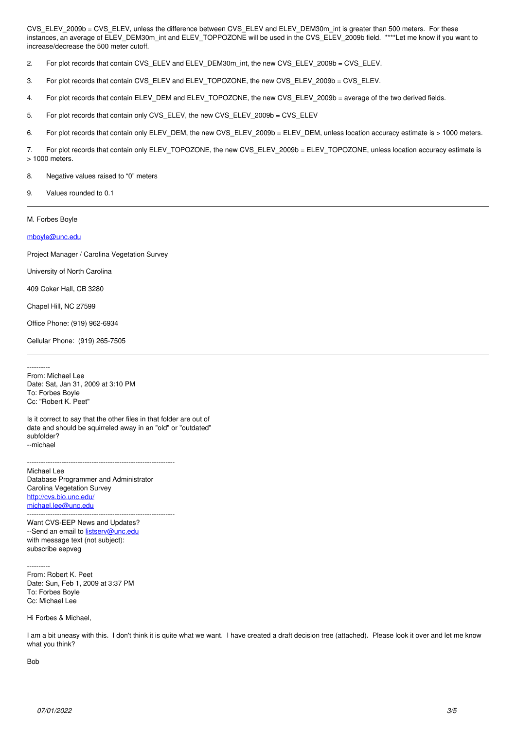CVS_ELEV_2009b = CVS_ELEV, unless the difference between CVS_ELEV and ELEV_DEM30m_int is greater than 500 meters. For these instances, an average of ELEV_DEM30m_int and ELEV_TOPPOZONE will be used in the CVS_ELEV_2009b field. ****Let me know if you want to increase/decrease the 500 meter cutoff.

2. For plot records that contain CVS_ELEV and ELEV_DEM30m_int, the new CVS_ELEV_2009b = CVS_ELEV.

3. For plot records that contain CVS_ELEV and ELEV_TOPOZONE, the new CVS_ELEV_2009b = CVS_ELEV.

4. For plot records that contain ELEV_DEM and ELEV_TOPOZONE, the new CVS_ELEV_2009b = average of the two derived fields.

5. For plot records that contain only CVS_ELEV, the new CVS_ELEV_2009b = CVS_ELEV

6. For plot records that contain only ELEV_DEM, the new CVS_ELEV_2009b = ELEV_DEM, unless location accuracy estimate is > 1000 meters.

7. For plot records that contain only ELEV_TOPOZONE, the new CVS_ELEV_2009b = ELEV_TOPOZONE, unless location accuracy estimate is > 1000 meters.

8. Negative values raised to "0" meters

9. Values rounded to 0.1

---

M. Forbes Boyle

mboyle@unc.edu

Project Manager / Carolina Vegetation Survey

University of North Carolina

409 Coker Hall, CB 3280

Chapel Hill, NC 27599

Office Phone: (919) 962-6934

Cellular Phone: (919) 265-7505

---

----------
From: Michael Lee
Date: Sat, Jan 31, 2009 at 3:10 PM
To: Forbes Boyle
Cc: "Robert K. Peet"

Is it correct to say that the other files in that folder are out of date and should be squirreled away in an "old" or "outdated" subfolder?
--michael

---------------------------------------------------------------
Michael Lee
Database Programmer and Administrator
Carolina Vegetation Survey
http://cvs.bio.unc.edu/
michael.lee@unc.edu
---------------------------------------------------------------
Want CVS-EEP News and Updates?
--Send an email to listserv@unc.edu
with message text (not subject):
subscribe eepveg

----------
From: Robert K. Peet
Date: Sun, Feb 1, 2009 at 3:37 PM
To: Forbes Boyle
Cc: Michael Lee

Hi Forbes & Michael,

I am a bit uneasy with this. I don't think it is quite what we want. I have created a draft decision tree (attached). Please look it over and let me know what you think?

Bob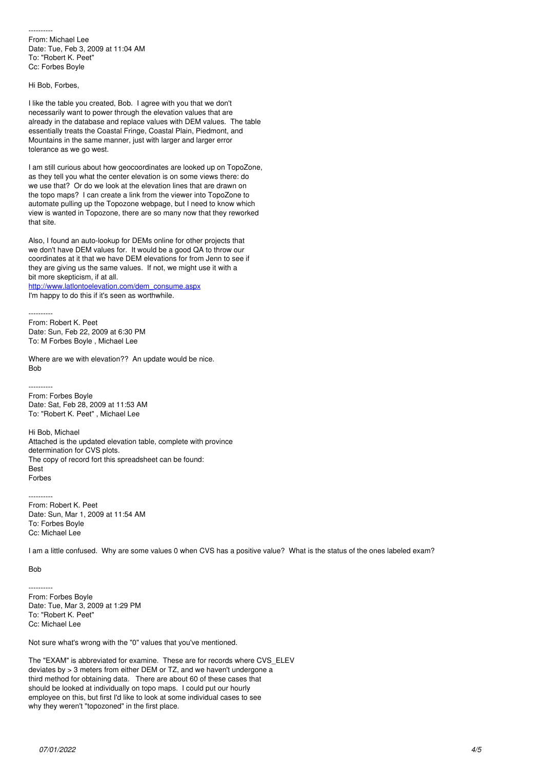----------
From: Michael Lee
Date: Tue, Feb 3, 2009 at 11:04 AM
To: "Robert K. Peet"
Cc: Forbes Boyle

Hi Bob, Forbes,

I like the table you created, Bob. I agree with you that we don't necessarily want to power through the elevation values that are already in the database and replace values with DEM values. The table essentially treats the Coastal Fringe, Coastal Plain, Piedmont, and Mountains in the same manner, just with larger and larger error tolerance as we go west.

I am still curious about how geocoordinates are looked up on TopoZone, as they tell you what the center elevation is on some views there: do we use that? Or do we look at the elevation lines that are drawn on the topo maps? I can create a link from the viewer into TopoZone to automate pulling up the Topozone webpage, but I need to know which view is wanted in Topozone, there are so many now that they reworked that site.

Also, I found an auto-lookup for DEMs online for other projects that we don't have DEM values for. It would be a good QA to throw our coordinates at it that we have DEM elevations for from Jenn to see if they are giving us the same values. If not, we might use it with a bit more skepticism, if at all.
http://www.latlontoelevation.com/dem_consume.aspx
I'm happy to do this if it's seen as worthwhile.

----------
From: Robert K. Peet
Date: Sun, Feb 22, 2009 at 6:30 PM
To: M Forbes Boyle , Michael Lee

Where are we with elevation?? An update would be nice.
Bob

----------
From: Forbes Boyle
Date: Sat, Feb 28, 2009 at 11:53 AM
To: "Robert K. Peet" , Michael Lee

Hi Bob, Michael
Attached is the updated elevation table, complete with province determination for CVS plots.
The copy of record fort this spreadsheet can be found:
Best
Forbes

----------
From: Robert K. Peet
Date: Sun, Mar 1, 2009 at 11:54 AM
To: Forbes Boyle
Cc: Michael Lee

I am a little confused. Why are some values 0 when CVS has a positive value? What is the status of the ones labeled exam?

Bob

----------
From: Forbes Boyle
Date: Tue, Mar 3, 2009 at 1:29 PM
To: "Robert K. Peet"
Cc: Michael Lee

Not sure what's wrong with the "0" values that you've mentioned.

The "EXAM" is abbreviated for examine. These are for records where CVS_ELEV deviates by > 3 meters from either DEM or TZ, and we haven't undergone a third method for obtaining data. There are about 60 of these cases that should be looked at individually on topo maps. I could put our hourly employee on this, but first I'd like to look at some individual cases to see why they weren't "topozoned" in the first place.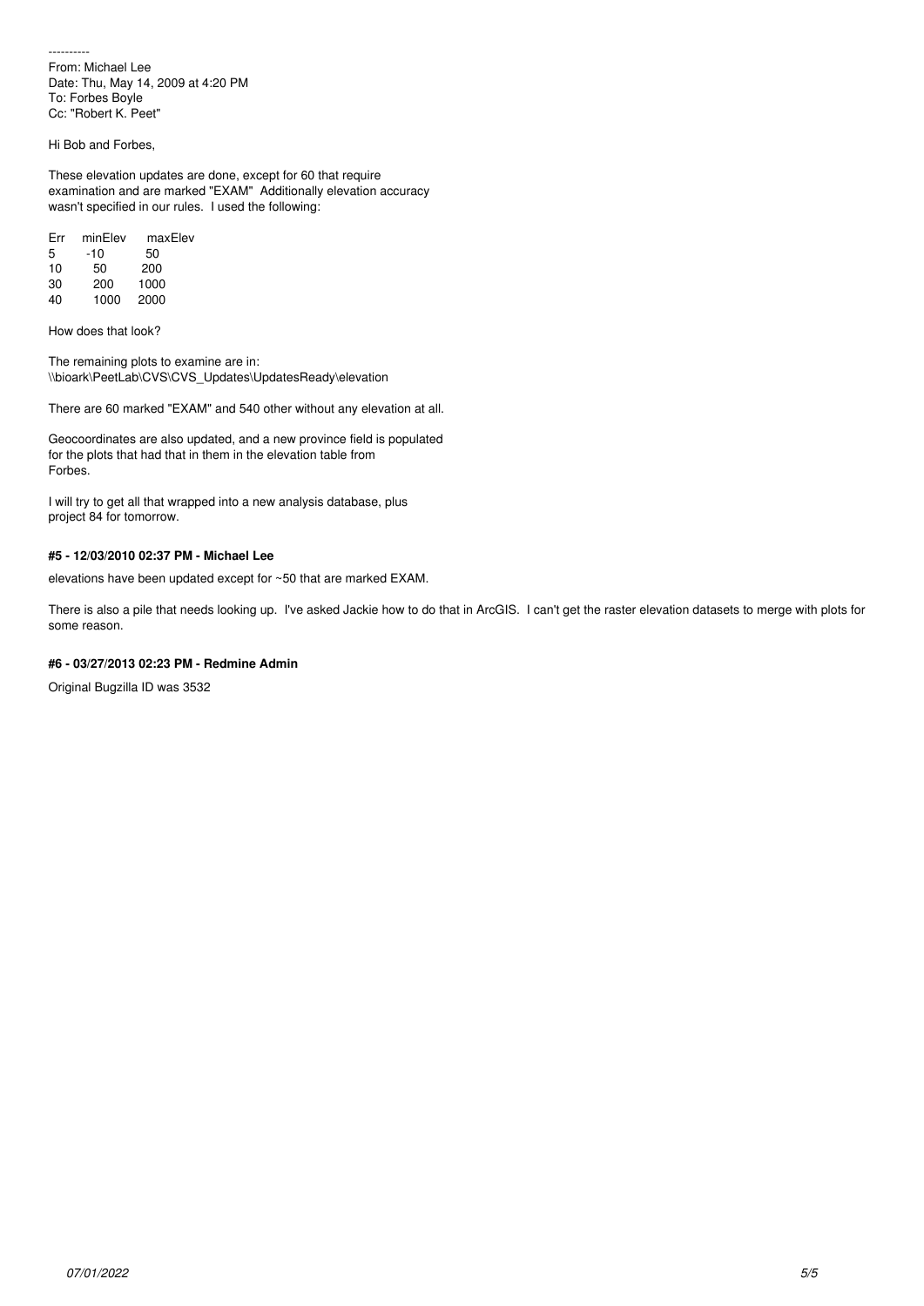----------

From: Michael Lee
Date: Thu, May 14, 2009 at 4:20 PM
To: Forbes Boyle
Cc: "Robert K. Peet"

Hi Bob and Forbes,

These elevation updates are done, except for 60 that require examination and are marked "EXAM" Additionally elevation accuracy wasn't specified in our rules. I used the following:

| Err | minElev | maxElev |
|---|---|---|
| 5 | -10 | 50 |
| 10 | 50 | 200 |
| 30 | 200 | 1000 |
| 40 | 1000 | 2000 |

How does that look?

The remaining plots to examine are in:
\\bioark\PeetLab\CVS\CVS_Updates\UpdatesReady\elevation

There are 60 marked "EXAM" and 540 other without any elevation at all.

Geocoordinates are also updated, and a new province field is populated for the plots that had that in them in the elevation table from Forbes.

I will try to get all that wrapped into a new analysis database, plus project 84 for tomorrow.

#### #5 - 12/03/2010 02:37 PM - Michael Lee

elevations have been updated except for ~50 that are marked EXAM.

There is also a pile that needs looking up. I've asked Jackie how to do that in ArcGIS. I can't get the raster elevation datasets to merge with plots for some reason.

#### #6 - 03/27/2013 02:23 PM - Redmine Admin

Original Bugzilla ID was 3532